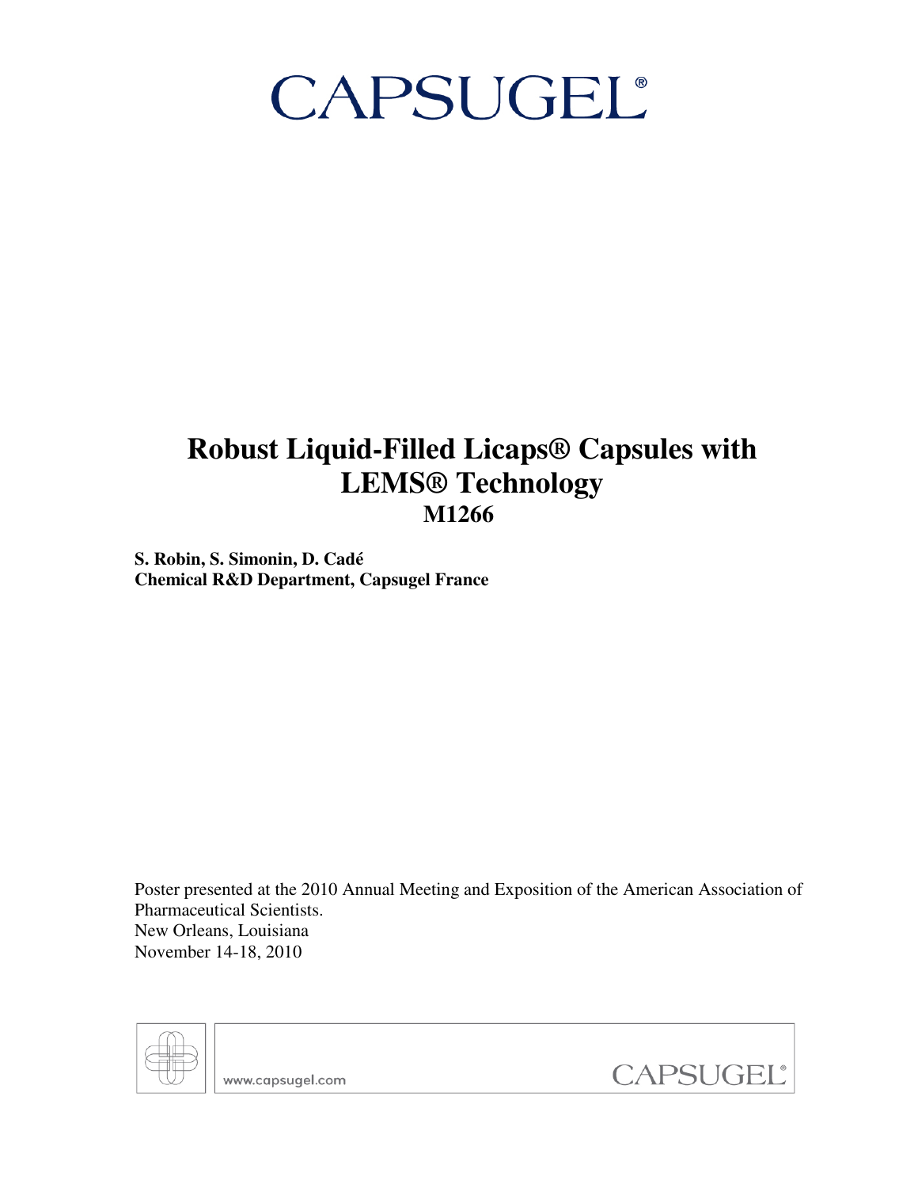CAPSUGEL®

# Robust Liquid-Filled Licaps® Capsules with LEMS® Technology

## M1266

**S. Robin, S. Simonin, D. Cadé**
**Chemical R&D Department, Capsugel France**

Poster presented at the 2010 Annual Meeting and Exposition of the American Association of Pharmaceutical Scientists.
New Orleans, Louisiana
November 14-18, 2010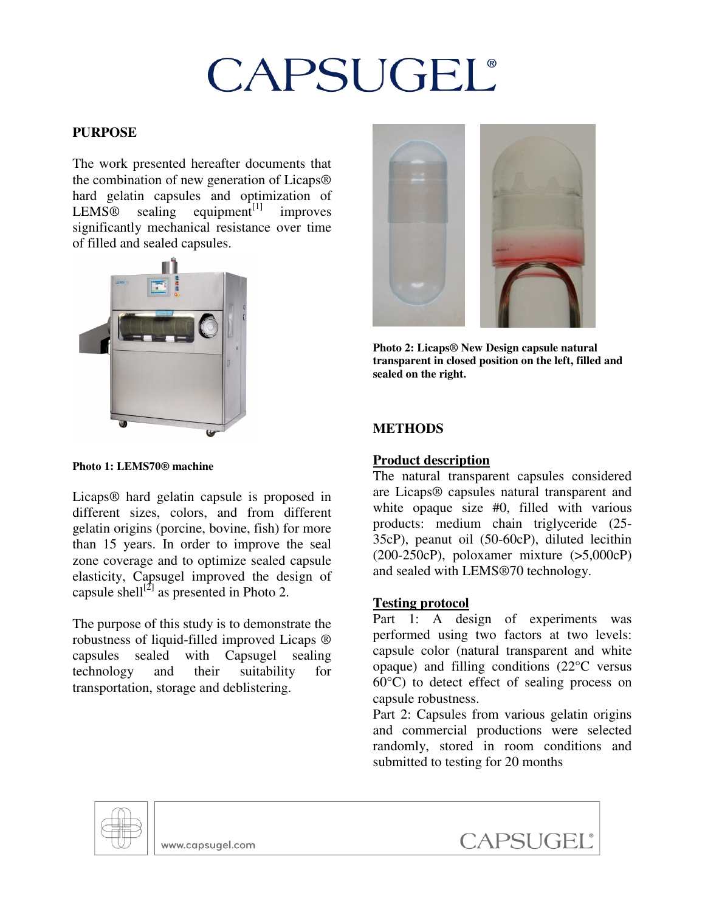# CAPSUGEL®

## PURPOSE

The work presented hereafter documents that the combination of new generation of Licaps® hard gelatin capsules and optimization of LEMS® sealing equipment[1] improves significantly mechanical resistance over time of filled and sealed capsules.

**Photo 1: LEMS70® machine**

Licaps® hard gelatin capsule is proposed in different sizes, colors, and from different gelatin origins (porcine, bovine, fish) for more than 15 years. In order to improve the seal zone coverage and to optimize sealed capsule elasticity, Capsugel improved the design of capsule shell[2] as presented in Photo 2.

The purpose of this study is to demonstrate the robustness of liquid-filled improved Licaps ® capsules sealed with Capsugel sealing technology and their suitability for transportation, storage and deblistering.

**Photo 2: Licaps® New Design capsule natural transparent in closed position on the left, filled and sealed on the right.**

## METHODS

### Product description

The natural transparent capsules considered are Licaps® capsules natural transparent and white opaque size #0, filled with various products: medium chain triglyceride (25-35cP), peanut oil (50-60cP), diluted lecithin (200-250cP), poloxamer mixture (>5,000cP) and sealed with LEMS®70 technology.

### Testing protocol

Part 1: A design of experiments was performed using two factors at two levels: capsule color (natural transparent and white opaque) and filling conditions (22°C versus 60°C) to detect effect of sealing process on capsule robustness.

Part 2: Capsules from various gelatin origins and commercial productions were selected randomly, stored in room conditions and submitted to testing for 20 months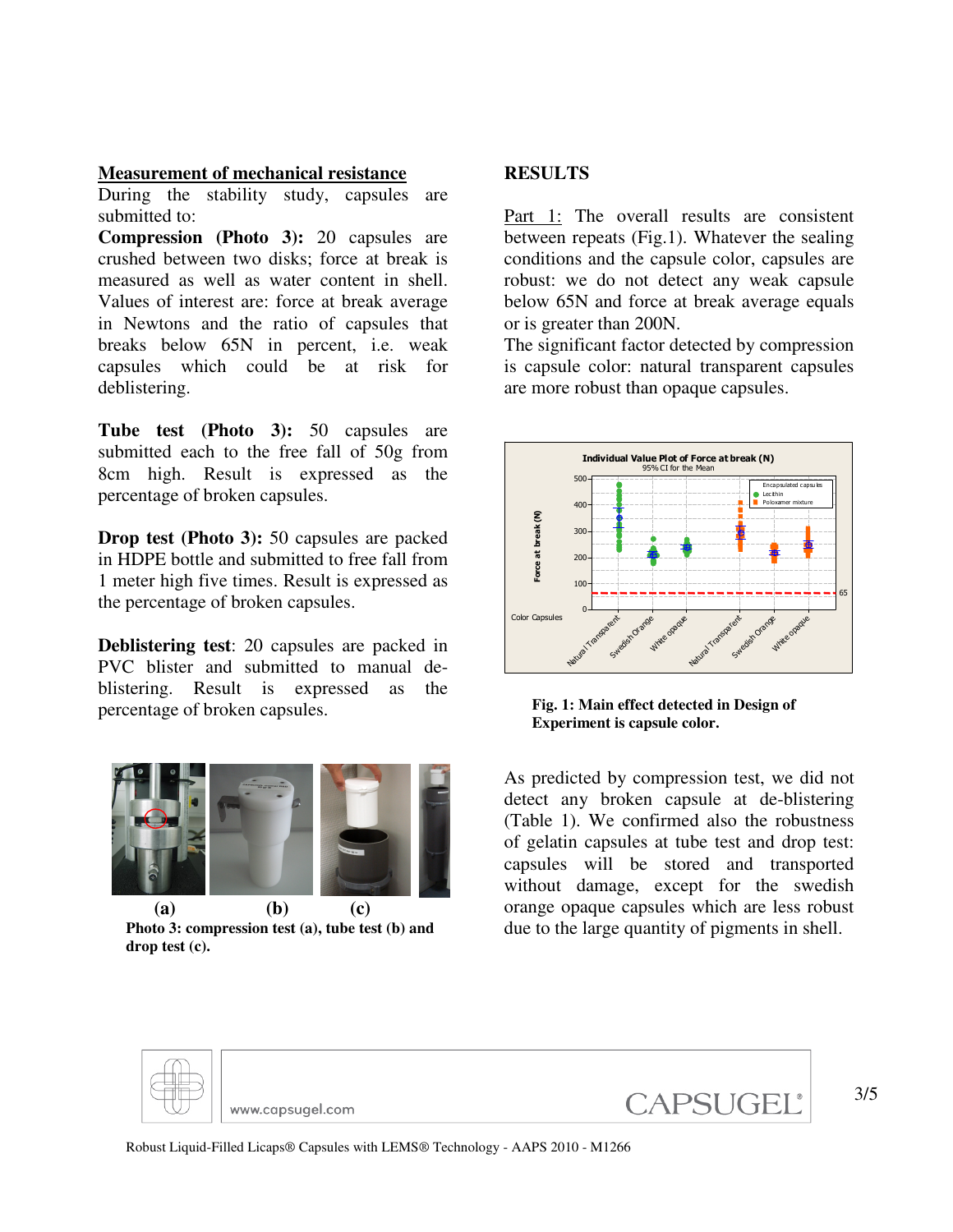### Measurement of mechanical resistance

During the stability study, capsules are submitted to:

**Compression (Photo 3):** 20 capsules are crushed between two disks; force at break is measured as well as water content in shell. Values of interest are: force at break average in Newtons and the ratio of capsules that breaks below 65N in percent, i.e. weak capsules which could be at risk for deblistering.

**Tube test (Photo 3):** 50 capsules are submitted each to the free fall of 50g from 8cm high. Result is expressed as the percentage of broken capsules.

**Drop test (Photo 3):** 50 capsules are packed in HDPE bottle and submitted to free fall from 1 meter high five times. Result is expressed as the percentage of broken capsules.

**Deblistering test**: 20 capsules are packed in PVC blister and submitted to manual de-blistering. Result is expressed as the percentage of broken capsules.

**(a) (b) (c)**

**Photo 3: compression test (a), tube test (b) and drop test (c).**

## RESULTS

Part 1: The overall results are consistent between repeats (Fig.1). Whatever the sealing conditions and the capsule color, capsules are robust: we do not detect any weak capsule below 65N and force at break average equals or is greater than 200N.

The significant factor detected by compression is capsule color: natural transparent capsules are more robust than opaque capsules.

**Fig. 1: Main effect detected in Design of Experiment is capsule color.**

As predicted by compression test, we did not detect any broken capsule at de-blistering (Table 1). We confirmed also the robustness of gelatin capsules at tube test and drop test: capsules will be stored and transported without damage, except for the swedish orange opaque capsules which are less robust due to the large quantity of pigments in shell.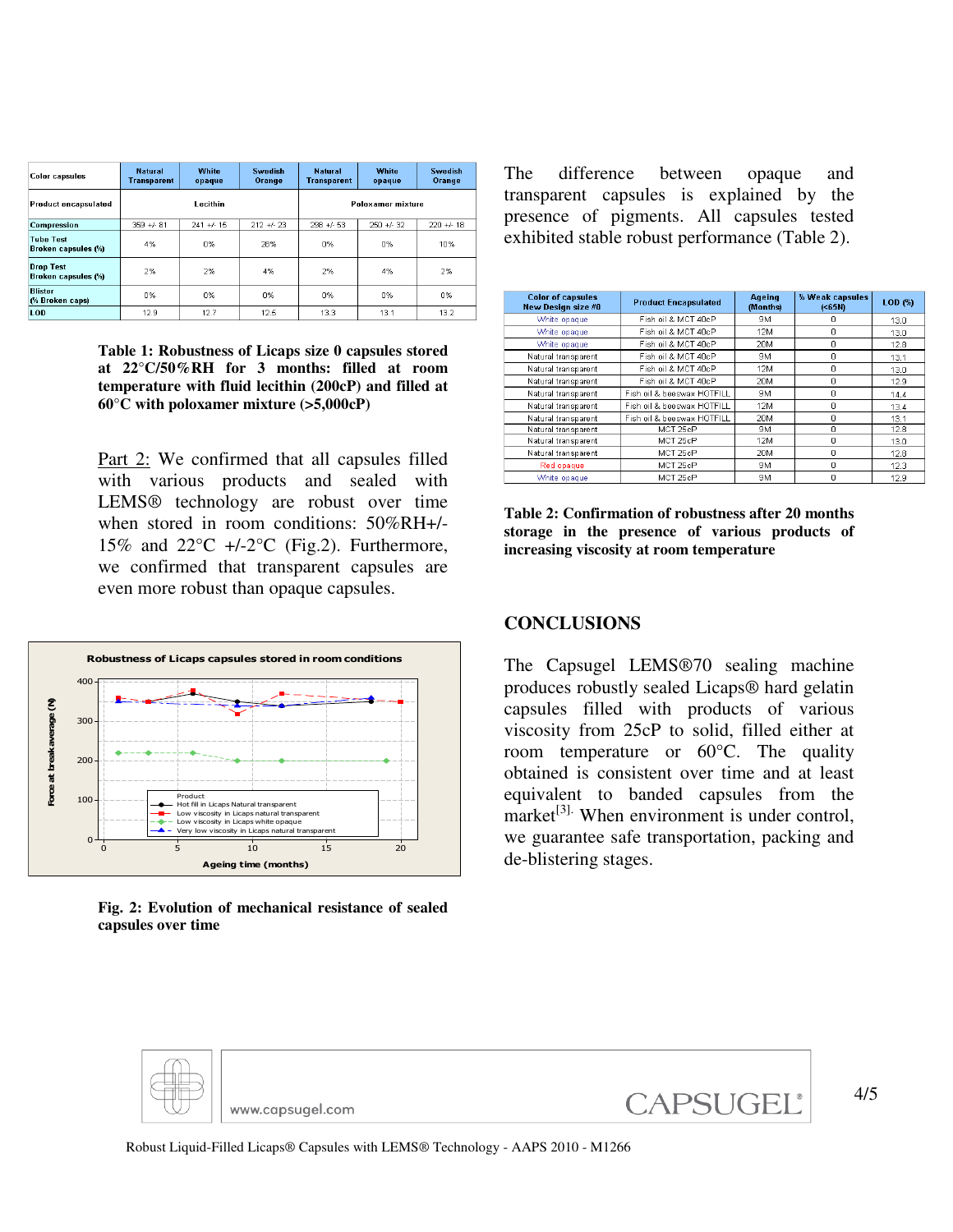| Color capsules | Natural Transparent | White opaque | Swedish Orange | Natural Transparent | White opaque | Swedish Orange |
|---|---|---|---|---|---|---|
| Product encapsulated | Lecithin | | | Poloxamer mixture | | |
| Compression | 359 +/- 81 | 241 +/- 15 | 212 +/- 23 | 298 +/- 53 | 250 +/- 32 | 220 +/- 18 |
| Tube Test Broken capsules (%) | 4% | 0% | 28% | 0% | 0% | 10% |
| Drop Test Broken capsules (%) | 2% | 2% | 4% | 2% | 4% | 2% |
| Blister (% Broken caps) | 0% | 0% | 0% | 0% | 0% | 0% |
| LOD | 12.9 | 12.7 | 12.5 | 13.3 | 13.1 | 13.2 |

**Table 1: Robustness of Licaps size 0 capsules stored at 22°C/50%RH for 3 months: filled at room temperature with fluid lecithin (200cP) and filled at 60°C with poloxamer mixture (>5,000cP)**

Part 2: We confirmed that all capsules filled with various products and sealed with LEMS® technology are robust over time when stored in room conditions: 50%RH+/- 15% and 22°C +/-2°C (Fig.2). Furthermore, we confirmed that transparent capsules are even more robust than opaque capsules.

**Fig. 2: Evolution of mechanical resistance of sealed capsules over time**

The difference between opaque and transparent capsules is explained by the presence of pigments. All capsules tested exhibited stable robust performance (Table 2).

| Color of capsules New Design size #0 | Product Encapsulated | Ageing (Months) | % Weak capsules (<65N) | LOD (%) |
|---|---|---|---|---|
| White opaque | Fish oil & MCT 40cP | 9M | 0 | 13.0 |
| White opaque | Fish oil & MCT 40cP | 12M | 0 | 13.0 |
| White opaque | Fish oil & MCT 40cP | 20M | 0 | 12.8 |
| Natural transparent | Fish oil & MCT 40cP | 9M | 0 | 13.1 |
| Natural transparent | Fish oil & MCT 40cP | 12M | 0 | 13.0 |
| Natural transparent | Fish oil & MCT 40cP | 20M | 0 | 12.9 |
| Natural transparent | Fish oil & beeswax HOTFILL | 9M | 0 | 14.4 |
| Natural transparent | Fish oil & beeswax HOTFILL | 12M | 0 | 13.4 |
| Natural transparent | Fish oil & beeswax HOTFILL | 20M | 0 | 13.1 |
| Natural transparent | MCT 25cP | 9M | 0 | 12.8 |
| Natural transparent | MCT 25cP | 12M | 0 | 13.0 |
| Natural transparent | MCT 25cP | 20M | 0 | 12.8 |
| Red opaque | MCT 25cP | 9M | 0 | 12.3 |
| White opaque | MCT 25cP | 9M | 0 | 12.9 |

**Table 2: Confirmation of robustness after 20 months storage in the presence of various products of increasing viscosity at room temperature**

## CONCLUSIONS

The Capsugel LEMS®70 sealing machine produces robustly sealed Licaps® hard gelatin capsules filled with products of various viscosity from 25cP to solid, filled either at room temperature or 60°C. The quality obtained is consistent over time and at least equivalent to banded capsules from the market[3]. When environment is under control, we guarantee safe transportation, packing and de-blistering stages.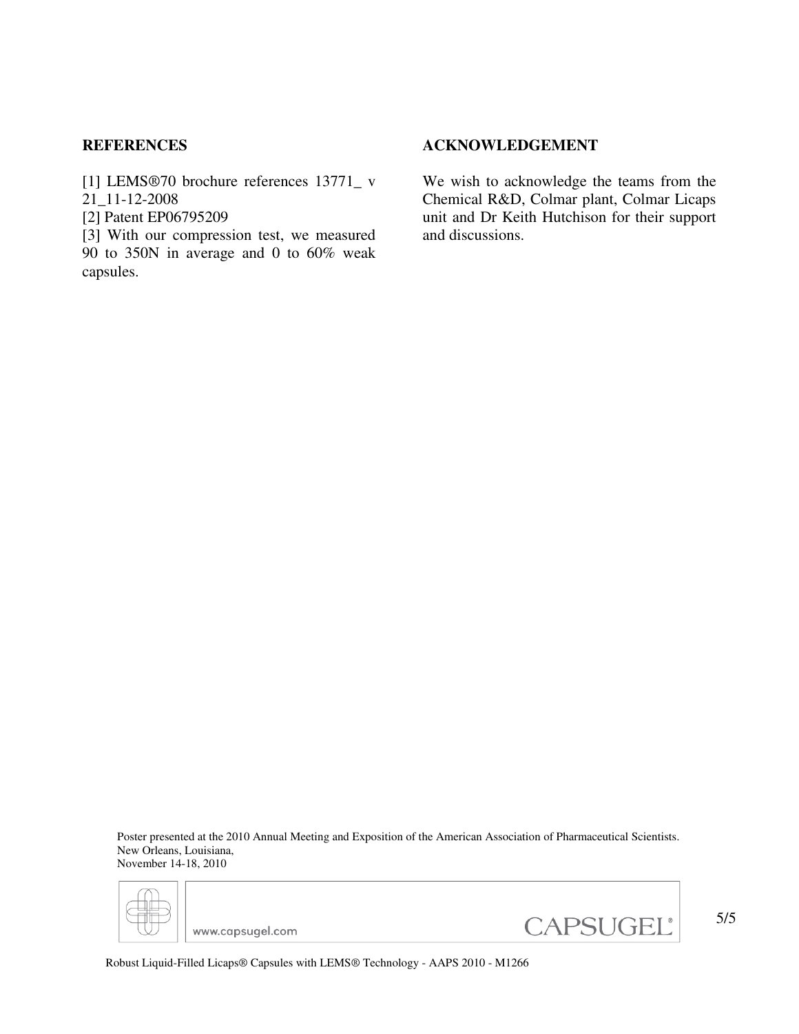## REFERENCES

[1] LEMS®70 brochure references 13771_ v 21_11-12-2008
[2] Patent EP06795209
[3] With our compression test, we measured 90 to 350N in average and 0 to 60% weak capsules.

## ACKNOWLEDGEMENT

We wish to acknowledge the teams from the Chemical R&D, Colmar plant, Colmar Licaps unit and Dr Keith Hutchison for their support and discussions.

Poster presented at the 2010 Annual Meeting and Exposition of the American Association of Pharmaceutical Scientists.
New Orleans, Louisiana,
November 14-18, 2010